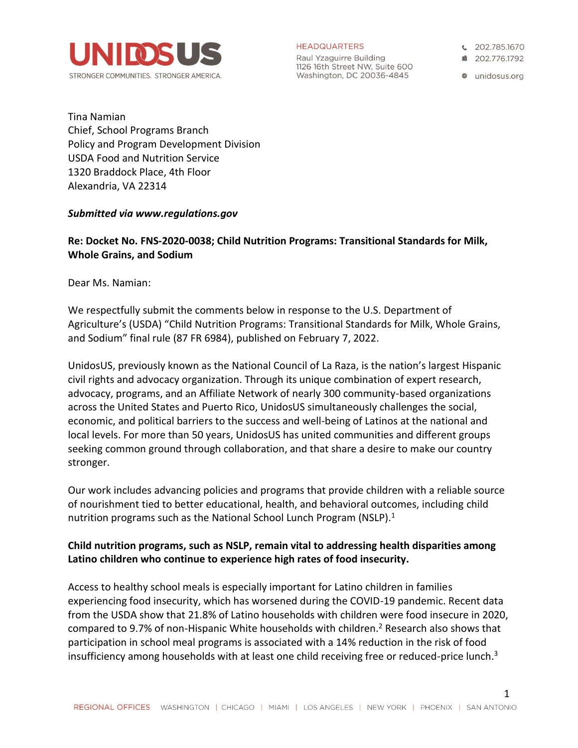UNIDOSUS
STRONGER COMMUNITIES. STRONGER AMERICA.

HEADQUARTERS
Raul Yzaguirre Building
1126 16th Street NW, Suite 600
Washington, DC 20036-4845

202.785.1670
202.776.1792
unidosus.org

Tina Namian
Chief, School Programs Branch
Policy and Program Development Division
USDA Food and Nutrition Service
1320 Braddock Place, 4th Floor
Alexandria, VA 22314

***Submitted via www.regulations.gov***

**Re: Docket No. FNS-2020-0038; Child Nutrition Programs: Transitional Standards for Milk, Whole Grains, and Sodium**

Dear Ms. Namian:

We respectfully submit the comments below in response to the U.S. Department of Agriculture's (USDA) "Child Nutrition Programs: Transitional Standards for Milk, Whole Grains, and Sodium" final rule (87 FR 6984), published on February 7, 2022.

UnidosUS, previously known as the National Council of La Raza, is the nation's largest Hispanic civil rights and advocacy organization. Through its unique combination of expert research, advocacy, programs, and an Affiliate Network of nearly 300 community-based organizations across the United States and Puerto Rico, UnidosUS simultaneously challenges the social, economic, and political barriers to the success and well-being of Latinos at the national and local levels. For more than 50 years, UnidosUS has united communities and different groups seeking common ground through collaboration, and that share a desire to make our country stronger.

Our work includes advancing policies and programs that provide children with a reliable source of nourishment tied to better educational, health, and behavioral outcomes, including child nutrition programs such as the National School Lunch Program (NSLP).[1]

**Child nutrition programs, such as NSLP, remain vital to addressing health disparities among Latino children who continue to experience high rates of food insecurity.**

Access to healthy school meals is especially important for Latino children in families experiencing food insecurity, which has worsened during the COVID-19 pandemic. Recent data from the USDA show that 21.8% of Latino households with children were food insecure in 2020, compared to 9.7% of non-Hispanic White households with children.[2] Research also shows that participation in school meal programs is associated with a 14% reduction in the risk of food insufficiency among households with at least one child receiving free or reduced-price lunch.[3]

REGIONAL OFFICES WASHINGTON | CHICAGO | MIAMI | LOS ANGELES | NEW YORK | PHOENIX | SAN ANTONIO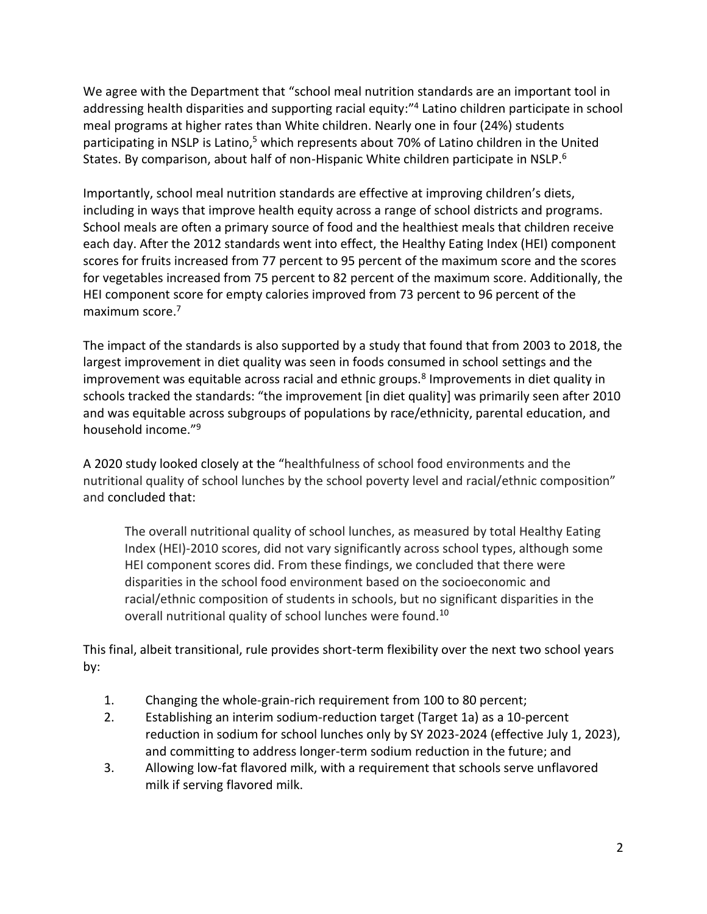We agree with the Department that "school meal nutrition standards are an important tool in addressing health disparities and supporting racial equity:"[4] Latino children participate in school meal programs at higher rates than White children. Nearly one in four (24%) students participating in NSLP is Latino,[5] which represents about 70% of Latino children in the United States. By comparison, about half of non-Hispanic White children participate in NSLP.[6]

Importantly, school meal nutrition standards are effective at improving children's diets, including in ways that improve health equity across a range of school districts and programs. School meals are often a primary source of food and the healthiest meals that children receive each day. After the 2012 standards went into effect, the Healthy Eating Index (HEI) component scores for fruits increased from 77 percent to 95 percent of the maximum score and the scores for vegetables increased from 75 percent to 82 percent of the maximum score. Additionally, the HEI component score for empty calories improved from 73 percent to 96 percent of the maximum score.[7]

The impact of the standards is also supported by a study that found that from 2003 to 2018, the largest improvement in diet quality was seen in foods consumed in school settings and the improvement was equitable across racial and ethnic groups.[8] Improvements in diet quality in schools tracked the standards: "the improvement [in diet quality] was primarily seen after 2010 and was equitable across subgroups of populations by race/ethnicity, parental education, and household income."[9]

A 2020 study looked closely at the "healthfulness of school food environments and the nutritional quality of school lunches by the school poverty level and racial/ethnic composition" and concluded that:

> The overall nutritional quality of school lunches, as measured by total Healthy Eating Index (HEI)-2010 scores, did not vary significantly across school types, although some HEI component scores did. From these findings, we concluded that there were disparities in the school food environment based on the socioeconomic and racial/ethnic composition of students in schools, but no significant disparities in the overall nutritional quality of school lunches were found.[10]

This final, albeit transitional, rule provides short-term flexibility over the next two school years by:

1. Changing the whole-grain-rich requirement from 100 to 80 percent;
2. Establishing an interim sodium-reduction target (Target 1a) as a 10-percent reduction in sodium for school lunches only by SY 2023-2024 (effective July 1, 2023), and committing to address longer-term sodium reduction in the future; and
3. Allowing low-fat flavored milk, with a requirement that schools serve unflavored milk if serving flavored milk.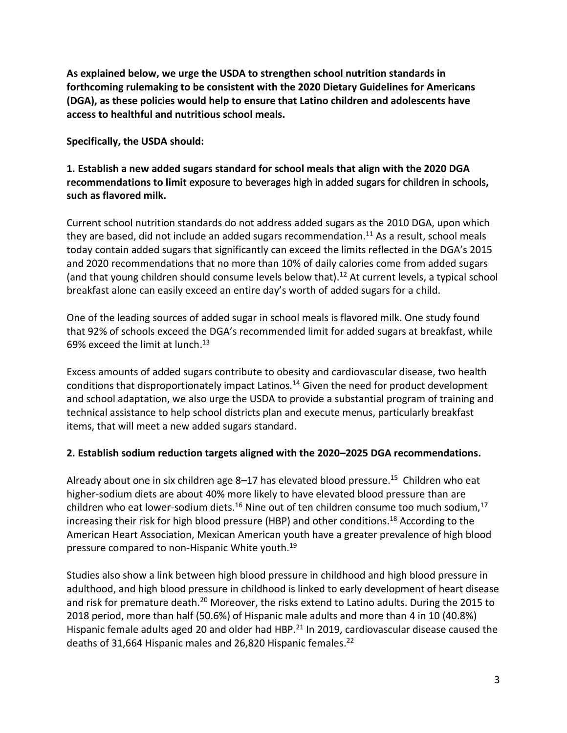**As explained below, we urge the USDA to strengthen school nutrition standards in forthcoming rulemaking to be consistent with the 2020 Dietary Guidelines for Americans (DGA), as these policies would help to ensure that Latino children and adolescents have access to healthful and nutritious school meals.**

**Specifically, the USDA should:**

**1. Establish a new added sugars standard for school meals that align with the 2020 DGA recommendations to limit exposure to beverages high in added sugars for children in schools, such as flavored milk.**

Current school nutrition standards do not address added sugars as the 2010 DGA, upon which they are based, did not include an added sugars recommendation.[11] As a result, school meals today contain added sugars that significantly can exceed the limits reflected in the DGA's 2015 and 2020 recommendations that no more than 10% of daily calories come from added sugars (and that young children should consume levels below that).[12] At current levels, a typical school breakfast alone can easily exceed an entire day's worth of added sugars for a child.

One of the leading sources of added sugar in school meals is flavored milk. One study found that 92% of schools exceed the DGA's recommended limit for added sugars at breakfast, while 69% exceed the limit at lunch.[13]

Excess amounts of added sugars contribute to obesity and cardiovascular disease, two health conditions that disproportionately impact Latinos.[14] Given the need for product development and school adaptation, we also urge the USDA to provide a substantial program of training and technical assistance to help school districts plan and execute menus, particularly breakfast items, that will meet a new added sugars standard.

**2. Establish sodium reduction targets aligned with the 2020–2025 DGA recommendations.**

Already about one in six children age 8–17 has elevated blood pressure.[15] Children who eat higher-sodium diets are about 40% more likely to have elevated blood pressure than are children who eat lower-sodium diets.[16] Nine out of ten children consume too much sodium,[17] increasing their risk for high blood pressure (HBP) and other conditions.[18] According to the American Heart Association, Mexican American youth have a greater prevalence of high blood pressure compared to non-Hispanic White youth.[19]

Studies also show a link between high blood pressure in childhood and high blood pressure in adulthood, and high blood pressure in childhood is linked to early development of heart disease and risk for premature death.[20] Moreover, the risks extend to Latino adults. During the 2015 to 2018 period, more than half (50.6%) of Hispanic male adults and more than 4 in 10 (40.8%) Hispanic female adults aged 20 and older had HBP.[21] In 2019, cardiovascular disease caused the deaths of 31,664 Hispanic males and 26,820 Hispanic females.[22]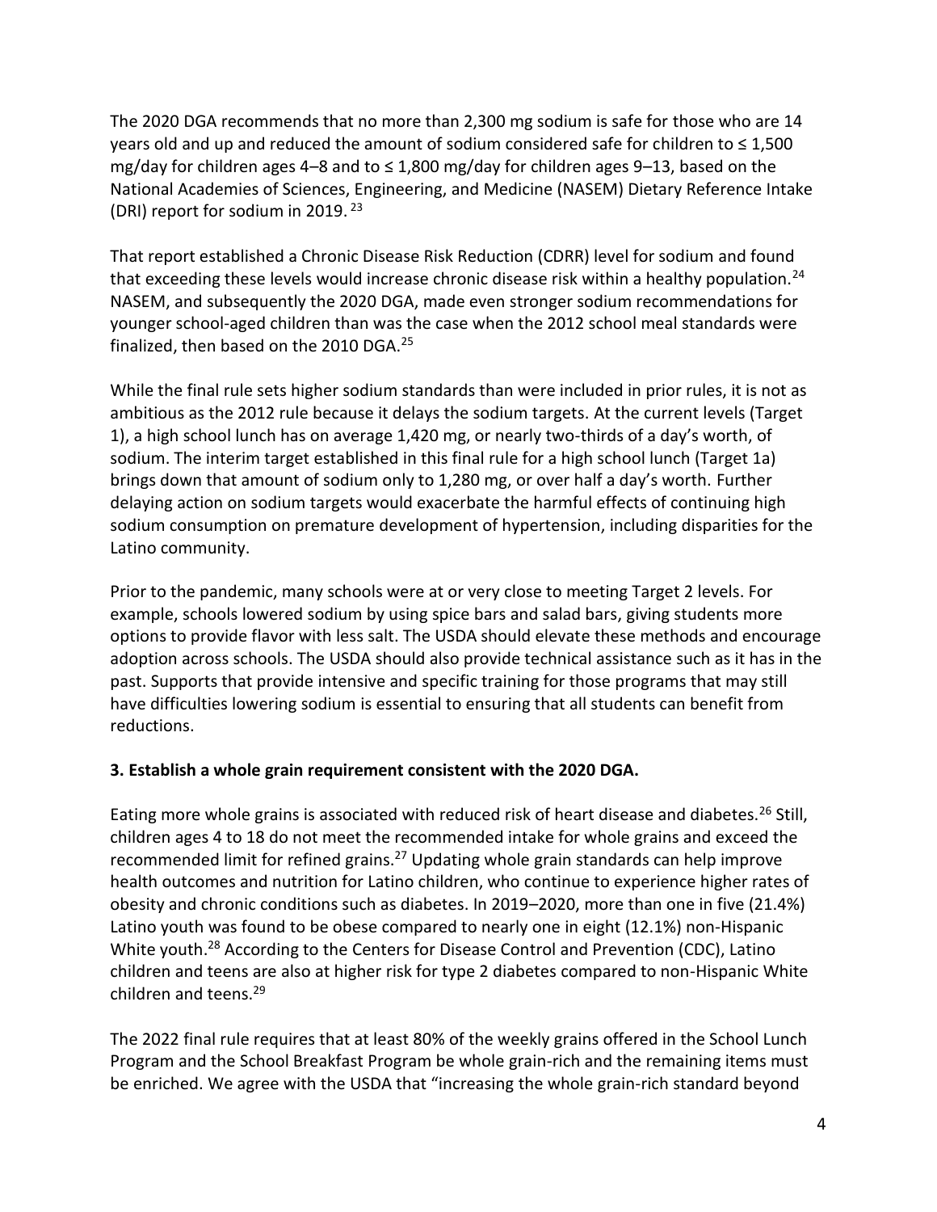The 2020 DGA recommends that no more than 2,300 mg sodium is safe for those who are 14 years old and up and reduced the amount of sodium considered safe for children to ≤ 1,500 mg/day for children ages 4–8 and to ≤ 1,800 mg/day for children ages 9–13, based on the National Academies of Sciences, Engineering, and Medicine (NASEM) Dietary Reference Intake (DRI) report for sodium in 2019. [23]

That report established a Chronic Disease Risk Reduction (CDRR) level for sodium and found that exceeding these levels would increase chronic disease risk within a healthy population.[24] NASEM, and subsequently the 2020 DGA, made even stronger sodium recommendations for younger school-aged children than was the case when the 2012 school meal standards were finalized, then based on the 2010 DGA.[25]

While the final rule sets higher sodium standards than were included in prior rules, it is not as ambitious as the 2012 rule because it delays the sodium targets. At the current levels (Target 1), a high school lunch has on average 1,420 mg, or nearly two-thirds of a day's worth, of sodium. The interim target established in this final rule for a high school lunch (Target 1a) brings down that amount of sodium only to 1,280 mg, or over half a day's worth. Further delaying action on sodium targets would exacerbate the harmful effects of continuing high sodium consumption on premature development of hypertension, including disparities for the Latino community.

Prior to the pandemic, many schools were at or very close to meeting Target 2 levels. For example, schools lowered sodium by using spice bars and salad bars, giving students more options to provide flavor with less salt. The USDA should elevate these methods and encourage adoption across schools. The USDA should also provide technical assistance such as it has in the past. Supports that provide intensive and specific training for those programs that may still have difficulties lowering sodium is essential to ensuring that all students can benefit from reductions.

**3. Establish a whole grain requirement consistent with the 2020 DGA.**

Eating more whole grains is associated with reduced risk of heart disease and diabetes.[26] Still, children ages 4 to 18 do not meet the recommended intake for whole grains and exceed the recommended limit for refined grains.[27] Updating whole grain standards can help improve health outcomes and nutrition for Latino children, who continue to experience higher rates of obesity and chronic conditions such as diabetes. In 2019–2020, more than one in five (21.4%) Latino youth was found to be obese compared to nearly one in eight (12.1%) non-Hispanic White youth.[28] According to the Centers for Disease Control and Prevention (CDC), Latino children and teens are also at higher risk for type 2 diabetes compared to non-Hispanic White children and teens.[29]

The 2022 final rule requires that at least 80% of the weekly grains offered in the School Lunch Program and the School Breakfast Program be whole grain-rich and the remaining items must be enriched. We agree with the USDA that "increasing the whole grain-rich standard beyond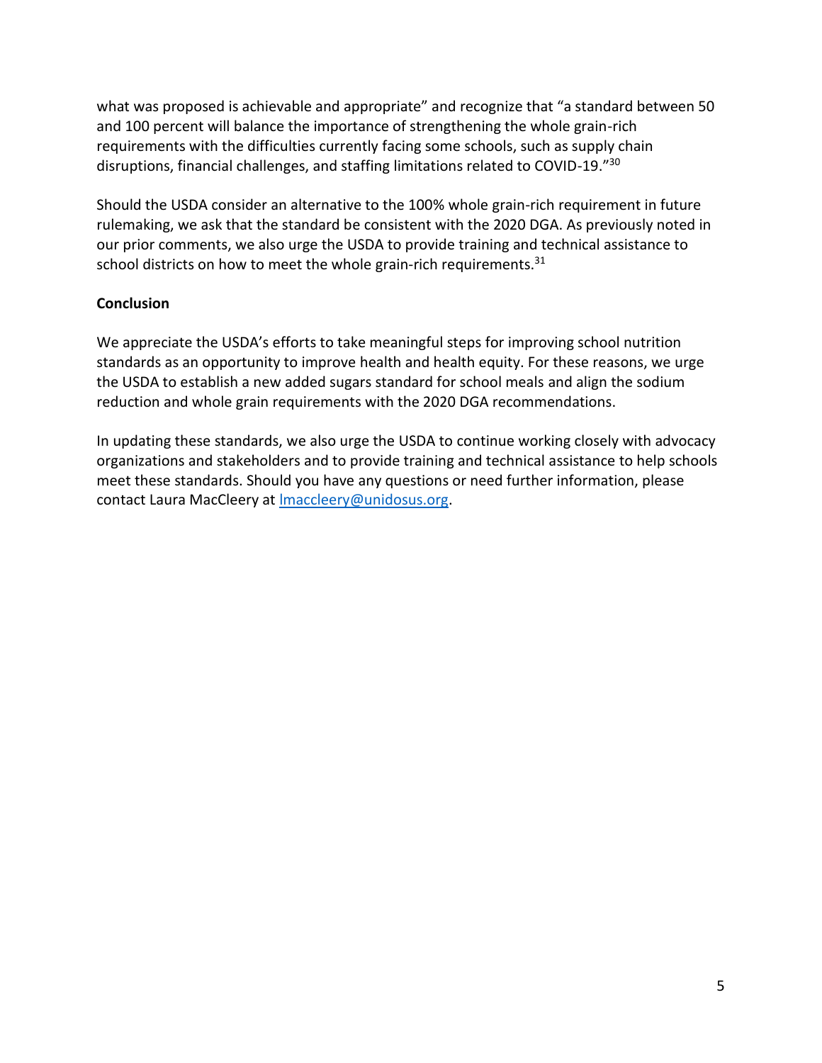what was proposed is achievable and appropriate" and recognize that "a standard between 50 and 100 percent will balance the importance of strengthening the whole grain-rich requirements with the difficulties currently facing some schools, such as supply chain disruptions, financial challenges, and staffing limitations related to COVID-19."[30]

Should the USDA consider an alternative to the 100% whole grain-rich requirement in future rulemaking, we ask that the standard be consistent with the 2020 DGA. As previously noted in our prior comments, we also urge the USDA to provide training and technical assistance to school districts on how to meet the whole grain-rich requirements.[31]

**Conclusion**

We appreciate the USDA's efforts to take meaningful steps for improving school nutrition standards as an opportunity to improve health and health equity. For these reasons, we urge the USDA to establish a new added sugars standard for school meals and align the sodium reduction and whole grain requirements with the 2020 DGA recommendations.

In updating these standards, we also urge the USDA to continue working closely with advocacy organizations and stakeholders and to provide training and technical assistance to help schools meet these standards. Should you have any questions or need further information, please contact Laura MacCleery at lmaccleery@unidosus.org.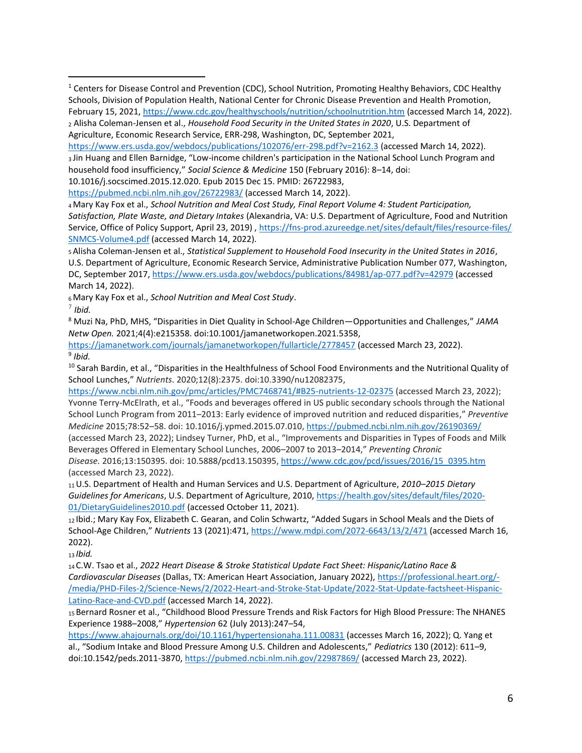[1] Centers for Disease Control and Prevention (CDC), School Nutrition, Promoting Healthy Behaviors, CDC Healthy Schools, Division of Population Health, National Center for Chronic Disease Prevention and Health Promotion, February 15, 2021, https://www.cdc.gov/healthyschools/nutrition/schoolnutrition.htm (accessed March 14, 2022).

[2] Alisha Coleman-Jensen et al., *Household Food Security in the United States in 2020*, U.S. Department of Agriculture, Economic Research Service, ERR-298, Washington, DC, September 2021, https://www.ers.usda.gov/webdocs/publications/102076/err-298.pdf?v=2162.3 (accessed March 14, 2022).

[3] Jin Huang and Ellen Barnidge, "Low-income children's participation in the National School Lunch Program and household food insufficiency," *Social Science & Medicine* 150 (February 2016): 8–14, doi: 10.1016/j.socscimed.2015.12.020. Epub 2015 Dec 15. PMID: 26722983, https://pubmed.ncbi.nlm.nih.gov/26722983/ (accessed March 14, 2022).

[4] Mary Kay Fox et al., *School Nutrition and Meal Cost Study, Final Report Volume 4: Student Participation, Satisfaction, Plate Waste, and Dietary Intakes* (Alexandria, VA: U.S. Department of Agriculture, Food and Nutrition Service, Office of Policy Support, April 23, 2019) , https://fns-prod.azureedge.net/sites/default/files/resource-files/SNMCS-Volume4.pdf (accessed March 14, 2022).

[5] Alisha Coleman-Jensen et al., *Statistical Supplement to Household Food Insecurity in the United States in 2016*, U.S. Department of Agriculture, Economic Research Service, Administrative Publication Number 077, Washington, DC, September 2017, https://www.ers.usda.gov/webdocs/publications/84981/ap-077.pdf?v=42979 (accessed March 14, 2022).

[6] Mary Kay Fox et al., *School Nutrition and Meal Cost Study*.

[7] *Ibid.*

[8] Muzi Na, PhD, MHS, "Disparities in Diet Quality in School-Age Children—Opportunities and Challenges," *JAMA Netw Open.* 2021;4(4):e215358. doi:10.1001/jamanetworkopen.2021.5358, https://jamanetwork.com/journals/jamanetworkopen/fullarticle/2778457 (accessed March 23, 2022).

[9] *Ibid.*

[10] Sarah Bardin, et al., "Disparities in the Healthfulness of School Food Environments and the Nutritional Quality of School Lunches," *Nutrients*. 2020;12(8):2375. doi:10.3390/nu12082375, https://www.ncbi.nlm.nih.gov/pmc/articles/PMC7468741/#B25-nutrients-12-02375 (accessed March 23, 2022); Yvonne Terry-McElrath, et al., "Foods and beverages offered in US public secondary schools through the National School Lunch Program from 2011–2013: Early evidence of improved nutrition and reduced disparities," *Preventive Medicine* 2015;78:52–58. doi: 10.1016/j.ypmed.2015.07.010, https://pubmed.ncbi.nlm.nih.gov/26190369/ (accessed March 23, 2022); Lindsey Turner, PhD, et al., "Improvements and Disparities in Types of Foods and Milk Beverages Offered in Elementary School Lunches, 2006–2007 to 2013–2014," *Preventing Chronic Disease.* 2016;13:150395. doi: 10.5888/pcd13.150395, https://www.cdc.gov/pcd/issues/2016/15_0395.htm (accessed March 23, 2022).

[11] U.S. Department of Health and Human Services and U.S. Department of Agriculture, *2010–2015 Dietary Guidelines for Americans*, U.S. Department of Agriculture, 2010, https://health.gov/sites/default/files/2020-01/DietaryGuidelines2010.pdf (accessed October 11, 2021).

[12] Ibid.; Mary Kay Fox, Elizabeth C. Gearan, and Colin Schwartz, "Added Sugars in School Meals and the Diets of School-Age Children," *Nutrients* 13 (2021):471, https://www.mdpi.com/2072-6643/13/2/471 (accessed March 16, 2022).

[13] *Ibid.*

[14] C.W. Tsao et al., *2022 Heart Disease & Stroke Statistical Update Fact Sheet: Hispanic/Latino Race & Cardiovascular Diseases* (Dallas, TX: American Heart Association, January 2022), https://professional.heart.org/-/media/PHD-Files-2/Science-News/2/2022-Heart-and-Stroke-Stat-Update/2022-Stat-Update-factsheet-Hispanic-Latino-Race-and-CVD.pdf (accessed March 14, 2022).

[15] Bernard Rosner et al., "Childhood Blood Pressure Trends and Risk Factors for High Blood Pressure: The NHANES Experience 1988–2008," *Hypertension* 62 (July 2013):247–54, https://www.ahajournals.org/doi/10.1161/hypertensionaha.111.00831 (accesses March 16, 2022); Q. Yang et al., "Sodium Intake and Blood Pressure Among U.S. Children and Adolescents," *Pediatrics* 130 (2012): 611–9, doi:10.1542/peds.2011-3870, https://pubmed.ncbi.nlm.nih.gov/22987869/ (accessed March 23, 2022).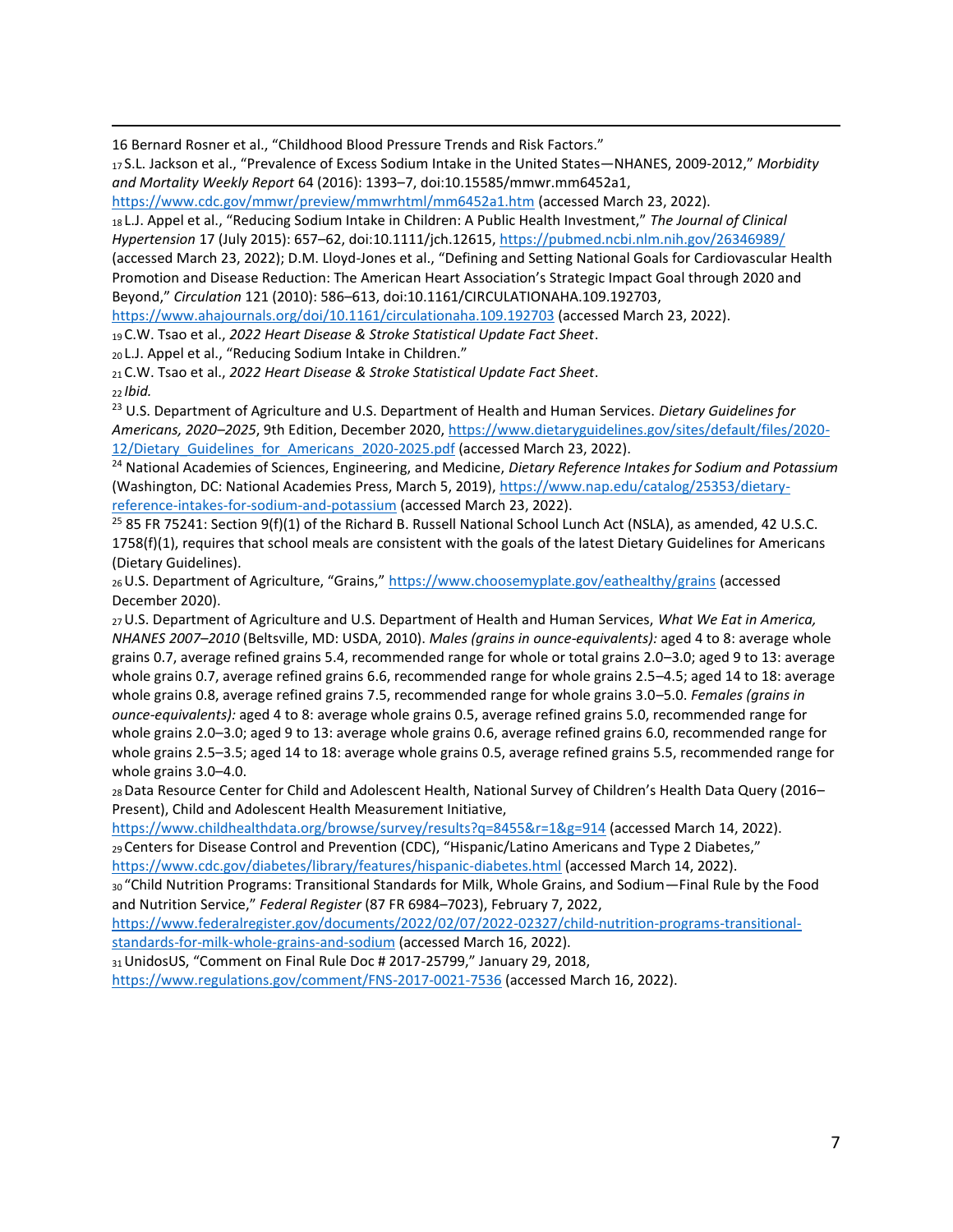16 Bernard Rosner et al., "Childhood Blood Pressure Trends and Risk Factors."

17 S.L. Jackson et al., "Prevalence of Excess Sodium Intake in the United States—NHANES, 2009-2012," *Morbidity and Mortality Weekly Report* 64 (2016): 1393–7, doi:10.15585/mmwr.mm6452a1, https://www.cdc.gov/mmwr/preview/mmwrhtml/mm6452a1.htm (accessed March 23, 2022).

18 L.J. Appel et al., "Reducing Sodium Intake in Children: A Public Health Investment," *The Journal of Clinical Hypertension* 17 (July 2015): 657–62, doi:10.1111/jch.12615, https://pubmed.ncbi.nlm.nih.gov/26346989/ (accessed March 23, 2022); D.M. Lloyd-Jones et al., "Defining and Setting National Goals for Cardiovascular Health Promotion and Disease Reduction: The American Heart Association's Strategic Impact Goal through 2020 and Beyond," *Circulation* 121 (2010): 586–613, doi:10.1161/CIRCULATIONAHA.109.192703, https://www.ahajournals.org/doi/10.1161/circulationaha.109.192703 (accessed March 23, 2022).

19 C.W. Tsao et al., *2022 Heart Disease & Stroke Statistical Update Fact Sheet*.

20 L.J. Appel et al., "Reducing Sodium Intake in Children."

21 C.W. Tsao et al., *2022 Heart Disease & Stroke Statistical Update Fact Sheet*.

22 *Ibid.*

23 U.S. Department of Agriculture and U.S. Department of Health and Human Services. *Dietary Guidelines for Americans, 2020–2025*, 9th Edition, December 2020, https://www.dietaryguidelines.gov/sites/default/files/2020-12/Dietary_Guidelines_for_Americans_2020-2025.pdf (accessed March 23, 2022).

24 National Academies of Sciences, Engineering, and Medicine, *Dietary Reference Intakes for Sodium and Potassium* (Washington, DC: National Academies Press, March 5, 2019), https://www.nap.edu/catalog/25353/dietary-reference-intakes-for-sodium-and-potassium (accessed March 23, 2022).

25 85 FR 75241: Section 9(f)(1) of the Richard B. Russell National School Lunch Act (NSLA), as amended, 42 U.S.C. 1758(f)(1), requires that school meals are consistent with the goals of the latest Dietary Guidelines for Americans (Dietary Guidelines).

26 U.S. Department of Agriculture, "Grains," https://www.choosemyplate.gov/eathealthy/grains (accessed December 2020).

27 U.S. Department of Agriculture and U.S. Department of Health and Human Services, *What We Eat in America, NHANES 2007–2010* (Beltsville, MD: USDA, 2010). *Males (grains in ounce-equivalents):* aged 4 to 8: average whole grains 0.7, average refined grains 5.4, recommended range for whole or total grains 2.0–3.0; aged 9 to 13: average whole grains 0.7, average refined grains 6.6, recommended range for whole grains 2.5–4.5; aged 14 to 18: average whole grains 0.8, average refined grains 7.5, recommended range for whole grains 3.0–5.0. *Females (grains in ounce-equivalents):* aged 4 to 8: average whole grains 0.5, average refined grains 5.0, recommended range for whole grains 2.0–3.0; aged 9 to 13: average whole grains 0.6, average refined grains 6.0, recommended range for whole grains 2.5–3.5; aged 14 to 18: average whole grains 0.5, average refined grains 5.5, recommended range for whole grains 3.0–4.0.

28 Data Resource Center for Child and Adolescent Health, National Survey of Children's Health Data Query (2016–Present), Child and Adolescent Health Measurement Initiative, https://www.childhealthdata.org/browse/survey/results?q=8455&r=1&g=914 (accessed March 14, 2022).

29 Centers for Disease Control and Prevention (CDC), "Hispanic/Latino Americans and Type 2 Diabetes," https://www.cdc.gov/diabetes/library/features/hispanic-diabetes.html (accessed March 14, 2022).

30 "Child Nutrition Programs: Transitional Standards for Milk, Whole Grains, and Sodium—Final Rule by the Food and Nutrition Service," *Federal Register* (87 FR 6984–7023), February 7, 2022, https://www.federalregister.gov/documents/2022/02/07/2022-02327/child-nutrition-programs-transitional-standards-for-milk-whole-grains-and-sodium (accessed March 16, 2022).

31 UnidosUS, "Comment on Final Rule Doc # 2017-25799," January 29, 2018, https://www.regulations.gov/comment/FNS-2017-0021-7536 (accessed March 16, 2022).